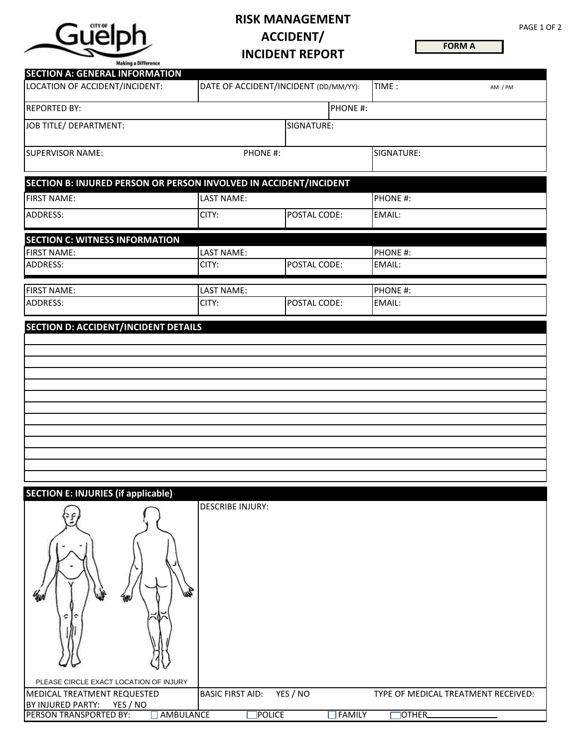# RISK MANAGEMENT ACCIDENT/ INCIDENT REPORT

**FORM A**

## SECTION A: GENERAL INFORMATION

| LOCATION OF ACCIDENT/INCIDENT: | DATE OF ACCIDENT/INCIDENT (DD/MM/YY): | TIME : AM / PM |
|---|---|---|
| REPORTED BY: | | PHONE #: |
| JOB TITLE/ DEPARTMENT: | SIGNATURE: | |
| SUPERVISOR NAME: | PHONE #: | SIGNATURE: |

## SECTION B: INJURED PERSON OR PERSON INVOLVED IN ACCIDENT/INCIDENT

| FIRST NAME: | LAST NAME: | | PHONE #: |
|---|---|---|---|
| ADDRESS: | CITY: | POSTAL CODE: | EMAIL: |

## SECTION C: WITNESS INFORMATION

| FIRST NAME: | LAST NAME: | | PHONE #: |
|---|---|---|---|
| ADDRESS: | CITY: | POSTAL CODE: | EMAIL: |

| FIRST NAME: | LAST NAME: | | PHONE #: |
|---|---|---|---|
| ADDRESS: | CITY: | POSTAL CODE: | EMAIL: |

## SECTION D: ACCIDENT/INCIDENT DETAILS

## SECTION E: INJURIES (if applicable)

PLEASE CIRCLE EXACT LOCATION OF INJURY

DESCRIBE INJURY:

| MEDICAL TREATMENT REQUESTED BY INJURED PARTY: YES / NO | BASIC FIRST AID: YES / NO | TYPE OF MEDICAL TREATMENT RECEIVED: |
|---|---|---|

PERSON TRANSPORTED BY: ☐ AMBULANCE ☐ POLICE ☐ FAMILY ☐ OTHER\_\_\_\_\_\_\_\_\_\_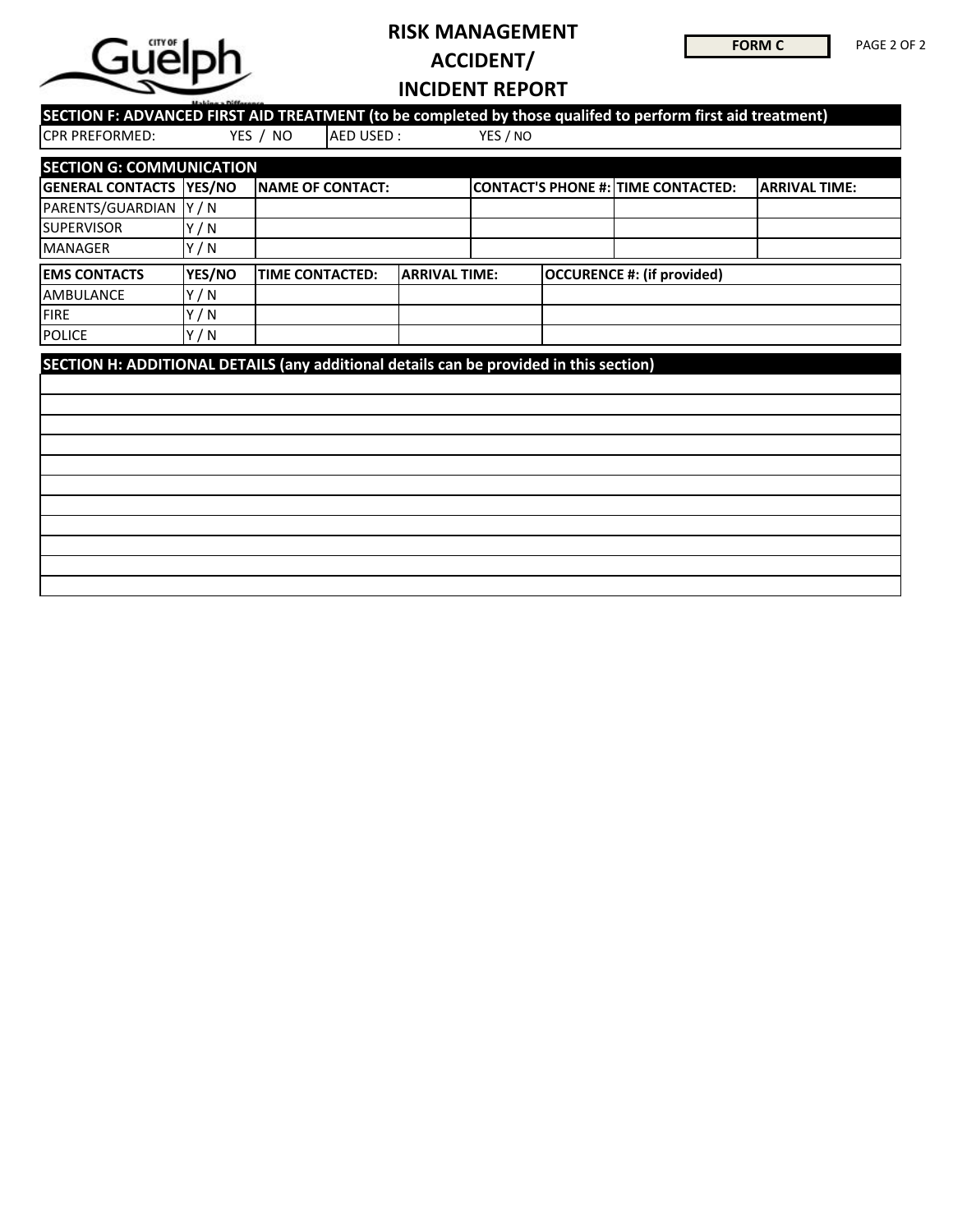# RISK MANAGEMENT ACCIDENT/ INCIDENT REPORT

**FORM C**

## SECTION F: ADVANCED FIRST AID TREATMENT (to be completed by those qualifed to perform first aid treatment)

| | | | |
|---|---|---|---|
| CPR PREFORMED: | YES / NO | AED USED : | YES / NO |

## SECTION G: COMMUNICATION

| GENERAL CONTACTS | YES/NO | NAME OF CONTACT: | CONTACT'S PHONE #: | TIME CONTACTED: | ARRIVAL TIME: |
|---|---|---|---|---|---|
| PARENTS/GUARDIAN | Y / N | | | | |
| SUPERVISOR | Y / N | | | | |
| MANAGER | Y / N | | | | |

| EMS CONTACTS | YES/NO | TIME CONTACTED: | ARRIVAL TIME: | OCCURENCE #: (if provided) |
|---|---|---|---|---|
| AMBULANCE | Y / N | | | |
| FIRE | Y / N | | | |
| POLICE | Y / N | | | |

## SECTION H: ADDITIONAL DETAILS (any additional details can be provided in this section)